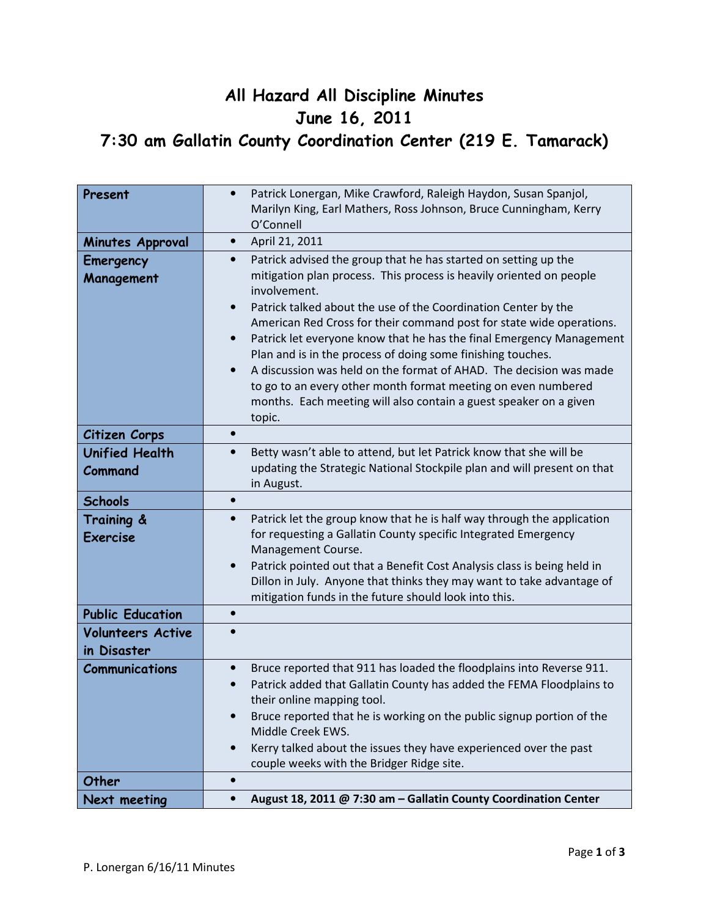# All Hazard All Discipline Minutes
# June 16, 2011
# 7:30 am Gallatin County Coordination Center (219 E. Tamarack)

| | |
|---|---|
| **Present** | • Patrick Lonergan, Mike Crawford, Raleigh Haydon, Susan Spanjol, Marilyn King, Earl Mathers, Ross Johnson, Bruce Cunningham, Kerry O'Connell |
| **Minutes Approval** | • April 21, 2011 |
| **Emergency Management** | • Patrick advised the group that he has started on setting up the mitigation plan process. This process is heavily oriented on people involvement.<br>• Patrick talked about the use of the Coordination Center by the American Red Cross for their command post for state wide operations.<br>• Patrick let everyone know that he has the final Emergency Management Plan and is in the process of doing some finishing touches.<br>• A discussion was held on the format of AHAD. The decision was made to go to an every other month format meeting on even numbered months. Each meeting will also contain a guest speaker on a given topic. |
| **Citizen Corps** | • |
| **Unified Health Command** | • Betty wasn't able to attend, but let Patrick know that she will be updating the Strategic National Stockpile plan and will present on that in August. |
| **Schools** | • |
| **Training & Exercise** | • Patrick let the group know that he is half way through the application for requesting a Gallatin County specific Integrated Emergency Management Course.<br>• Patrick pointed out that a Benefit Cost Analysis class is being held in Dillon in July. Anyone that thinks they may want to take advantage of mitigation funds in the future should look into this. |
| **Public Education** | • |
| **Volunteers Active in Disaster** | • |
| **Communications** | • Bruce reported that 911 has loaded the floodplains into Reverse 911.<br>• Patrick added that Gallatin County has added the FEMA Floodplains to their online mapping tool.<br>• Bruce reported that he is working on the public signup portion of the Middle Creek EWS.<br>• Kerry talked about the issues they have experienced over the past couple weeks with the Bridger Ridge site. |
| **Other** | • |
| **Next meeting** | • **August 18, 2011 @ 7:30 am – Gallatin County Coordination Center** |

P. Lonergan 6/16/11 Minutes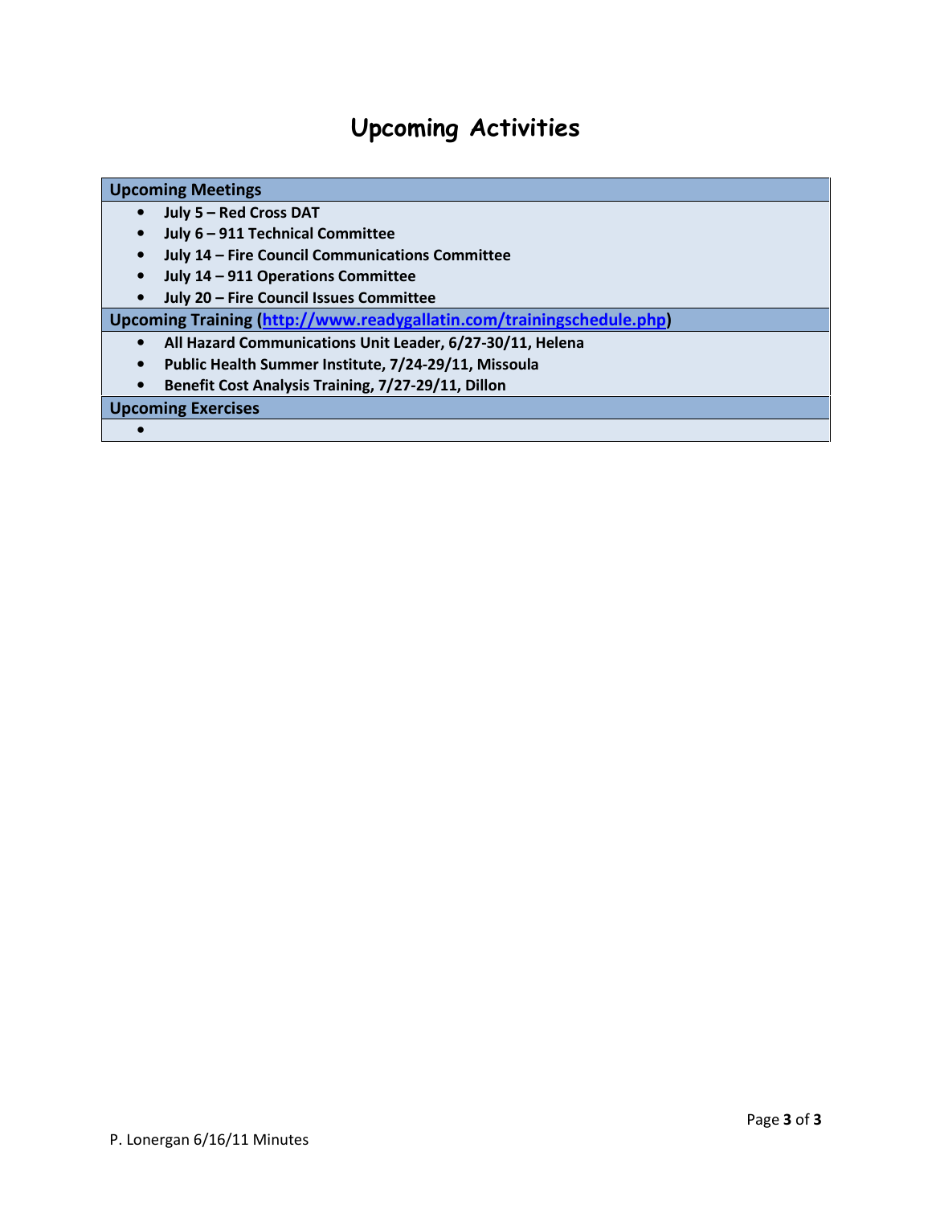# Upcoming Activities

**Upcoming Meetings**

- **July 5 – Red Cross DAT**
- **July 6 – 911 Technical Committee**
- **July 14 – Fire Council Communications Committee**
- **July 14 – 911 Operations Committee**
- **July 20 – Fire Council Issues Committee**

**Upcoming Training ([http://www.readygallatin.com/trainingschedule.php](http://www.readygallatin.com/trainingschedule.php))**

- **All Hazard Communications Unit Leader, 6/27-30/11, Helena**
- **Public Health Summer Institute, 7/24-29/11, Missoula**
- **Benefit Cost Analysis Training, 7/27-29/11, Dillon**

**Upcoming Exercises**

- 

P. Lonergan 6/16/11 Minutes